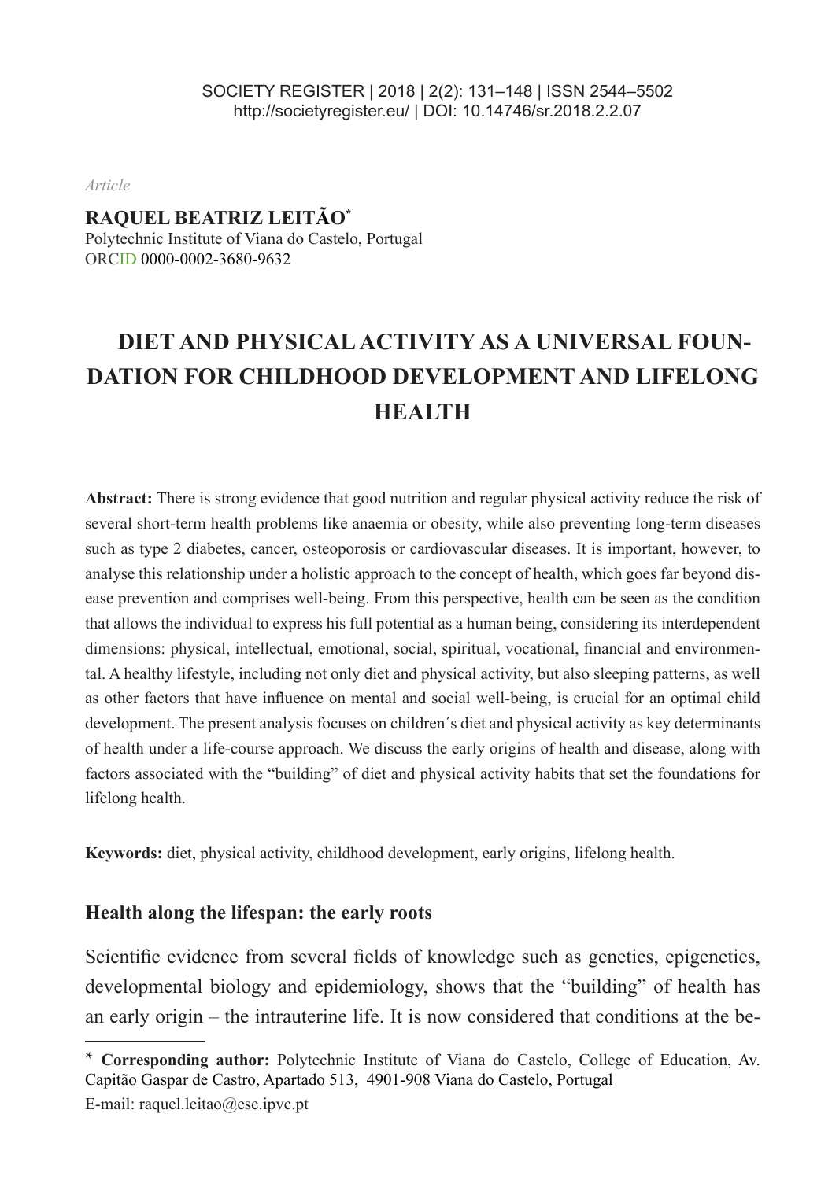*Article*

**RAQUEL BEATRIZ LEITÃO***
Polytechnic Institute of Viana do Castelo, Portugal
ORCID 0000-0002-3680-9632

# DIET AND PHYSICAL ACTIVITY AS A UNIVERSAL FOUNDATION FOR CHILDHOOD DEVELOPMENT AND LIFELONG HEALTH

**Abstract:** There is strong evidence that good nutrition and regular physical activity reduce the risk of several short-term health problems like anaemia or obesity, while also preventing long-term diseases such as type 2 diabetes, cancer, osteoporosis or cardiovascular diseases. It is important, however, to analyse this relationship under a holistic approach to the concept of health, which goes far beyond disease prevention and comprises well-being. From this perspective, health can be seen as the condition that allows the individual to express his full potential as a human being, considering its interdependent dimensions: physical, intellectual, emotional, social, spiritual, vocational, financial and environmental. A healthy lifestyle, including not only diet and physical activity, but also sleeping patterns, as well as other factors that have influence on mental and social well-being, is crucial for an optimal child development. The present analysis focuses on children´s diet and physical activity as key determinants of health under a life-course approach. We discuss the early origins of health and disease, along with factors associated with the "building" of diet and physical activity habits that set the foundations for lifelong health.

**Keywords:** diet, physical activity, childhood development, early origins, lifelong health.

## Health along the lifespan: the early roots

Scientific evidence from several fields of knowledge such as genetics, epigenetics, developmental biology and epidemiology, shows that the "building" of health has an early origin – the intrauterine life. It is now considered that conditions at the be-

\* **Corresponding author:** Polytechnic Institute of Viana do Castelo, College of Education, Av. Capitão Gaspar de Castro, Apartado 513, 4901-908 Viana do Castelo, Portugal
E-mail: raquel.leitao@ese.ipvc.pt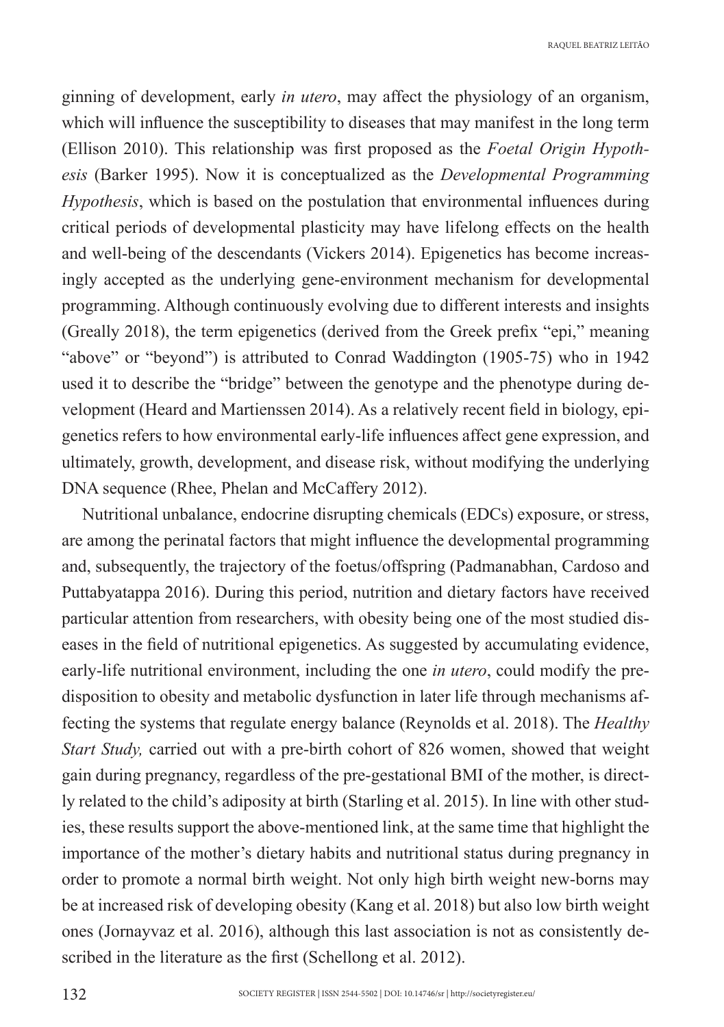ginning of development, early *in utero*, may affect the physiology of an organism, which will influence the susceptibility to diseases that may manifest in the long term (Ellison 2010). This relationship was first proposed as the *Foetal Origin Hypothesis* (Barker 1995). Now it is conceptualized as the *Developmental Programming Hypothesis*, which is based on the postulation that environmental influences during critical periods of developmental plasticity may have lifelong effects on the health and well-being of the descendants (Vickers 2014). Epigenetics has become increasingly accepted as the underlying gene-environment mechanism for developmental programming. Although continuously evolving due to different interests and insights (Greally 2018), the term epigenetics (derived from the Greek prefix "epi," meaning "above" or "beyond") is attributed to Conrad Waddington (1905-75) who in 1942 used it to describe the "bridge" between the genotype and the phenotype during development (Heard and Martienssen 2014). As a relatively recent field in biology, epigenetics refers to how environmental early-life influences affect gene expression, and ultimately, growth, development, and disease risk, without modifying the underlying DNA sequence (Rhee, Phelan and McCaffery 2012).

Nutritional unbalance, endocrine disrupting chemicals (EDCs) exposure, or stress, are among the perinatal factors that might influence the developmental programming and, subsequently, the trajectory of the foetus/offspring (Padmanabhan, Cardoso and Puttabyatappa 2016). During this period, nutrition and dietary factors have received particular attention from researchers, with obesity being one of the most studied diseases in the field of nutritional epigenetics. As suggested by accumulating evidence, early-life nutritional environment, including the one *in utero*, could modify the predisposition to obesity and metabolic dysfunction in later life through mechanisms affecting the systems that regulate energy balance (Reynolds et al. 2018). The *Healthy Start Study,* carried out with a pre-birth cohort of 826 women, showed that weight gain during pregnancy, regardless of the pre-gestational BMI of the mother, is directly related to the child's adiposity at birth (Starling et al. 2015). In line with other studies, these results support the above-mentioned link, at the same time that highlight the importance of the mother's dietary habits and nutritional status during pregnancy in order to promote a normal birth weight. Not only high birth weight new-borns may be at increased risk of developing obesity (Kang et al. 2018) but also low birth weight ones (Jornayvaz et al. 2016), although this last association is not as consistently described in the literature as the first (Schellong et al. 2012).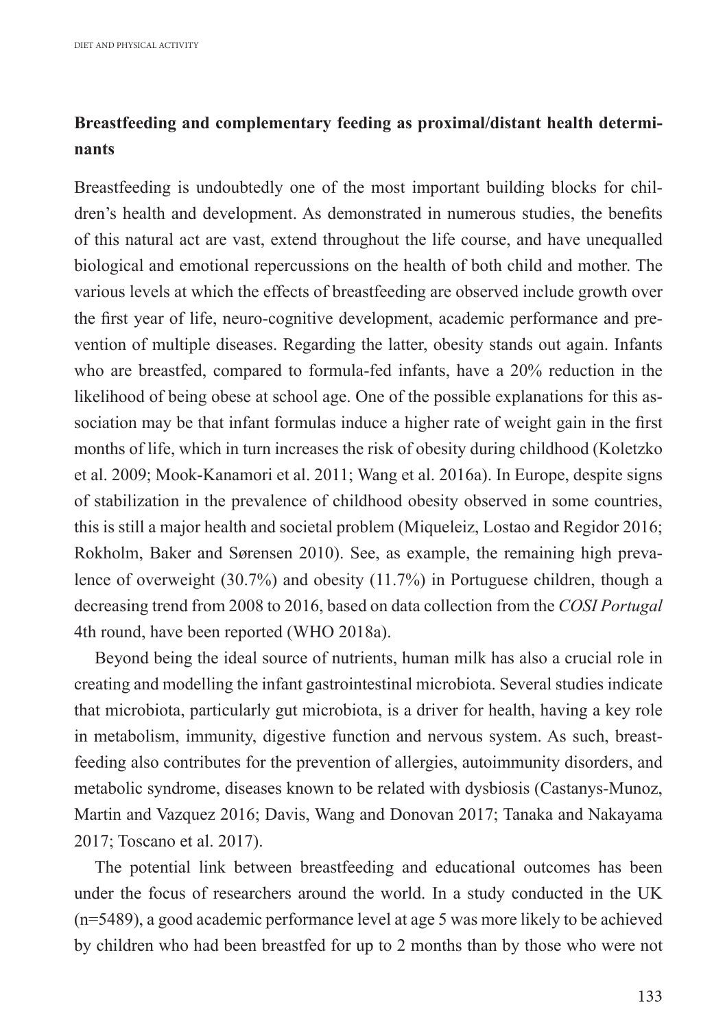## Breastfeeding and complementary feeding as proximal/distant health determinants

Breastfeeding is undoubtedly one of the most important building blocks for children's health and development. As demonstrated in numerous studies, the benefits of this natural act are vast, extend throughout the life course, and have unequalled biological and emotional repercussions on the health of both child and mother. The various levels at which the effects of breastfeeding are observed include growth over the first year of life, neuro-cognitive development, academic performance and prevention of multiple diseases. Regarding the latter, obesity stands out again. Infants who are breastfed, compared to formula-fed infants, have a 20% reduction in the likelihood of being obese at school age. One of the possible explanations for this association may be that infant formulas induce a higher rate of weight gain in the first months of life, which in turn increases the risk of obesity during childhood (Koletzko et al. 2009; Mook-Kanamori et al. 2011; Wang et al. 2016a). In Europe, despite signs of stabilization in the prevalence of childhood obesity observed in some countries, this is still a major health and societal problem (Miqueleiz, Lostao and Regidor 2016; Rokholm, Baker and Sørensen 2010). See, as example, the remaining high prevalence of overweight (30.7%) and obesity (11.7%) in Portuguese children, though a decreasing trend from 2008 to 2016, based on data collection from the *COSI Portugal* 4th round, have been reported (WHO 2018a).

Beyond being the ideal source of nutrients, human milk has also a crucial role in creating and modelling the infant gastrointestinal microbiota. Several studies indicate that microbiota, particularly gut microbiota, is a driver for health, having a key role in metabolism, immunity, digestive function and nervous system. As such, breastfeeding also contributes for the prevention of allergies, autoimmunity disorders, and metabolic syndrome, diseases known to be related with dysbiosis (Castanys-Munoz, Martin and Vazquez 2016; Davis, Wang and Donovan 2017; Tanaka and Nakayama 2017; Toscano et al. 2017).

The potential link between breastfeeding and educational outcomes has been under the focus of researchers around the world. In a study conducted in the UK (n=5489), a good academic performance level at age 5 was more likely to be achieved by children who had been breastfed for up to 2 months than by those who were not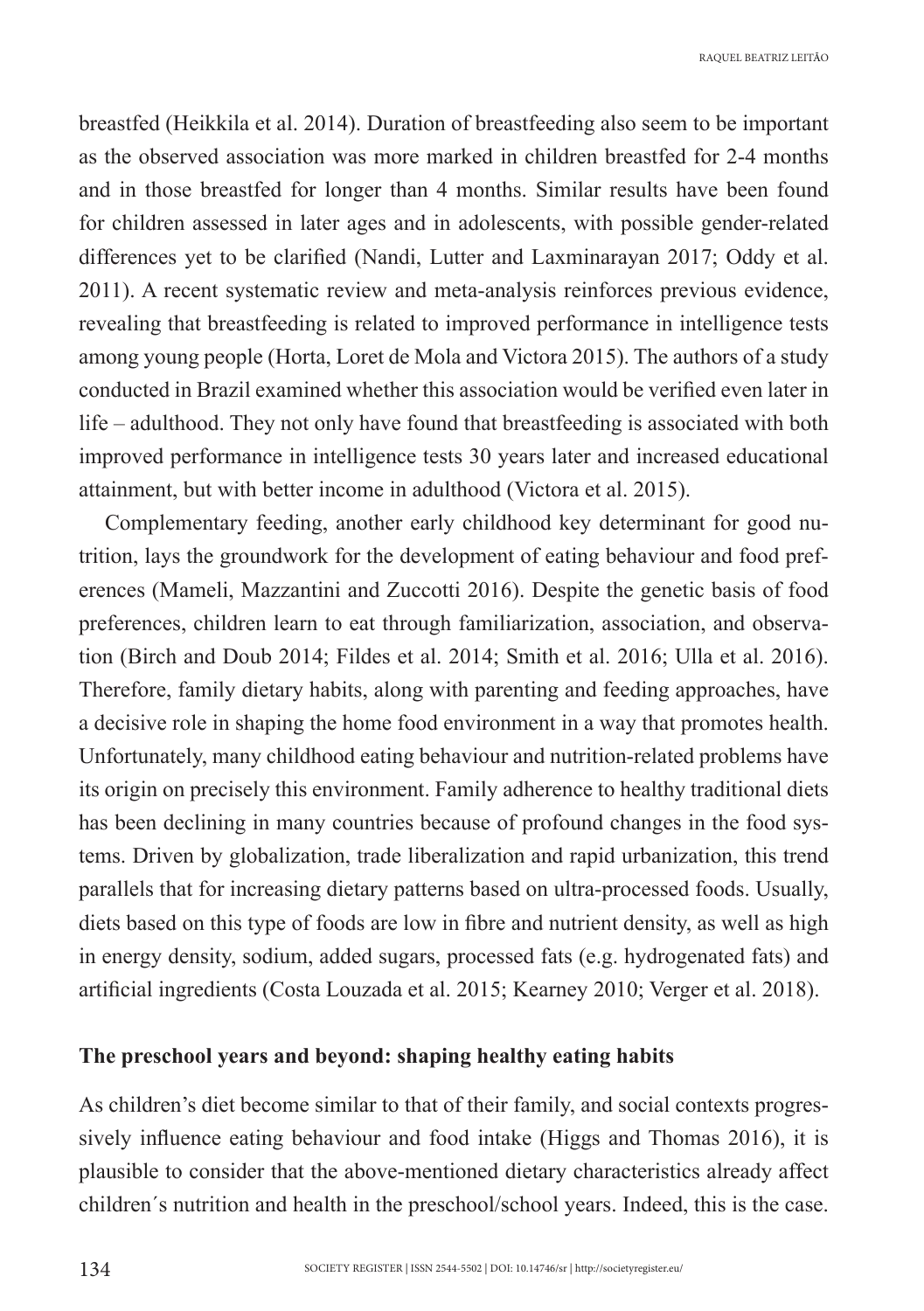breastfed (Heikkila et al. 2014). Duration of breastfeeding also seem to be important as the observed association was more marked in children breastfed for 2-4 months and in those breastfed for longer than 4 months. Similar results have been found for children assessed in later ages and in adolescents, with possible gender-related differences yet to be clarified (Nandi, Lutter and Laxminarayan 2017; Oddy et al. 2011). A recent systematic review and meta-analysis reinforces previous evidence, revealing that breastfeeding is related to improved performance in intelligence tests among young people (Horta, Loret de Mola and Victora 2015). The authors of a study conducted in Brazil examined whether this association would be verified even later in life – adulthood. They not only have found that breastfeeding is associated with both improved performance in intelligence tests 30 years later and increased educational attainment, but with better income in adulthood (Victora et al. 2015).

Complementary feeding, another early childhood key determinant for good nutrition, lays the groundwork for the development of eating behaviour and food preferences (Mameli, Mazzantini and Zuccotti 2016). Despite the genetic basis of food preferences, children learn to eat through familiarization, association, and observation (Birch and Doub 2014; Fildes et al. 2014; Smith et al. 2016; Ulla et al. 2016). Therefore, family dietary habits, along with parenting and feeding approaches, have a decisive role in shaping the home food environment in a way that promotes health. Unfortunately, many childhood eating behaviour and nutrition-related problems have its origin on precisely this environment. Family adherence to healthy traditional diets has been declining in many countries because of profound changes in the food systems. Driven by globalization, trade liberalization and rapid urbanization, this trend parallels that for increasing dietary patterns based on ultra-processed foods. Usually, diets based on this type of foods are low in fibre and nutrient density, as well as high in energy density, sodium, added sugars, processed fats (e.g. hydrogenated fats) and artificial ingredients (Costa Louzada et al. 2015; Kearney 2010; Verger et al. 2018).

## The preschool years and beyond: shaping healthy eating habits

As children's diet become similar to that of their family, and social contexts progressively influence eating behaviour and food intake (Higgs and Thomas 2016), it is plausible to consider that the above-mentioned dietary characteristics already affect children´s nutrition and health in the preschool/school years. Indeed, this is the case.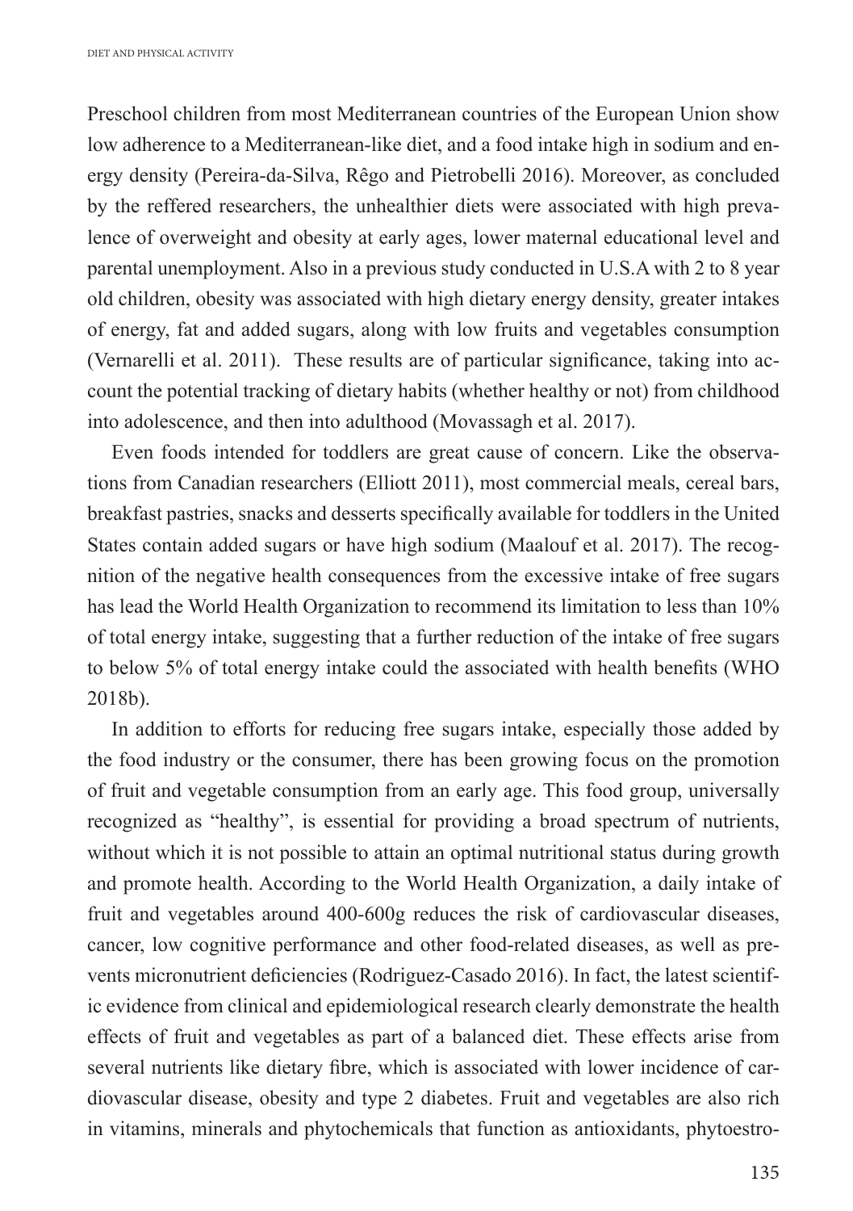Preschool children from most Mediterranean countries of the European Union show low adherence to a Mediterranean-like diet, and a food intake high in sodium and energy density (Pereira-da-Silva, Rêgo and Pietrobelli 2016). Moreover, as concluded by the reffered researchers, the unhealthier diets were associated with high prevalence of overweight and obesity at early ages, lower maternal educational level and parental unemployment. Also in a previous study conducted in U.S.A with 2 to 8 year old children, obesity was associated with high dietary energy density, greater intakes of energy, fat and added sugars, along with low fruits and vegetables consumption (Vernarelli et al. 2011). These results are of particular significance, taking into account the potential tracking of dietary habits (whether healthy or not) from childhood into adolescence, and then into adulthood (Movassagh et al. 2017).

Even foods intended for toddlers are great cause of concern. Like the observations from Canadian researchers (Elliott 2011), most commercial meals, cereal bars, breakfast pastries, snacks and desserts specifically available for toddlers in the United States contain added sugars or have high sodium (Maalouf et al. 2017). The recognition of the negative health consequences from the excessive intake of free sugars has lead the World Health Organization to recommend its limitation to less than 10% of total energy intake, suggesting that a further reduction of the intake of free sugars to below 5% of total energy intake could the associated with health benefits (WHO 2018b).

In addition to efforts for reducing free sugars intake, especially those added by the food industry or the consumer, there has been growing focus on the promotion of fruit and vegetable consumption from an early age. This food group, universally recognized as "healthy", is essential for providing a broad spectrum of nutrients, without which it is not possible to attain an optimal nutritional status during growth and promote health. According to the World Health Organization, a daily intake of fruit and vegetables around 400-600g reduces the risk of cardiovascular diseases, cancer, low cognitive performance and other food-related diseases, as well as prevents micronutrient deficiencies (Rodriguez-Casado 2016). In fact, the latest scientific evidence from clinical and epidemiological research clearly demonstrate the health effects of fruit and vegetables as part of a balanced diet. These effects arise from several nutrients like dietary fibre, which is associated with lower incidence of cardiovascular disease, obesity and type 2 diabetes. Fruit and vegetables are also rich in vitamins, minerals and phytochemicals that function as antioxidants, phytoestro-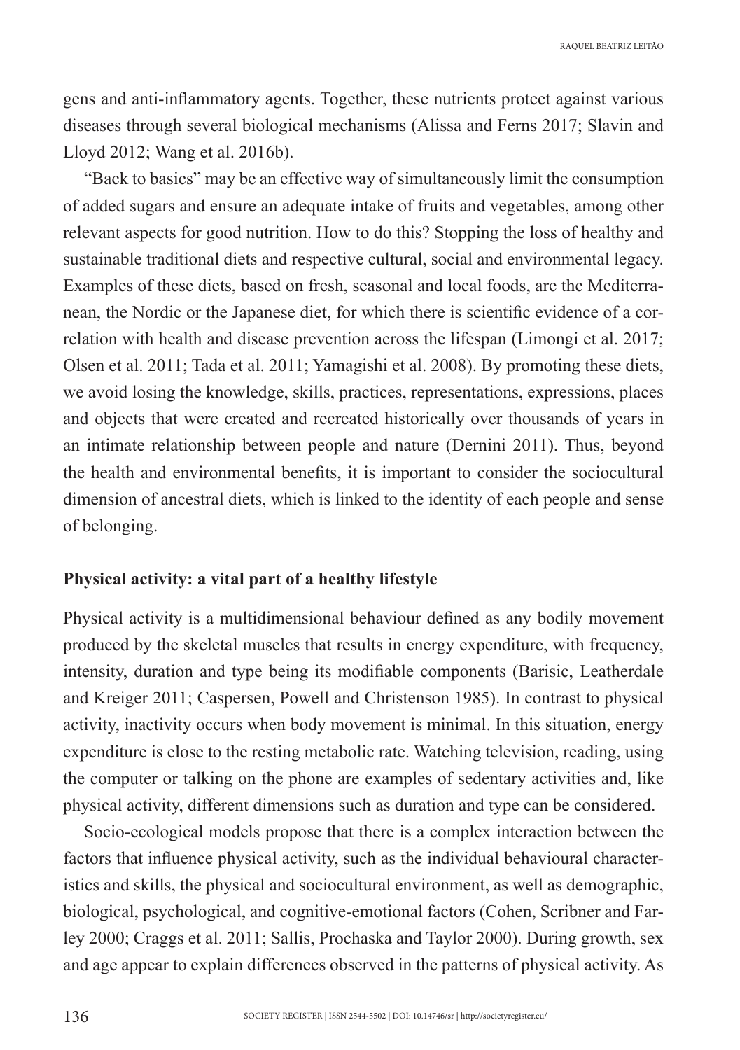gens and anti-inflammatory agents. Together, these nutrients protect against various diseases through several biological mechanisms (Alissa and Ferns 2017; Slavin and Lloyd 2012; Wang et al. 2016b).

"Back to basics" may be an effective way of simultaneously limit the consumption of added sugars and ensure an adequate intake of fruits and vegetables, among other relevant aspects for good nutrition. How to do this? Stopping the loss of healthy and sustainable traditional diets and respective cultural, social and environmental legacy. Examples of these diets, based on fresh, seasonal and local foods, are the Mediterranean, the Nordic or the Japanese diet, for which there is scientific evidence of a correlation with health and disease prevention across the lifespan (Limongi et al. 2017; Olsen et al. 2011; Tada et al. 2011; Yamagishi et al. 2008). By promoting these diets, we avoid losing the knowledge, skills, practices, representations, expressions, places and objects that were created and recreated historically over thousands of years in an intimate relationship between people and nature (Dernini 2011). Thus, beyond the health and environmental benefits, it is important to consider the sociocultural dimension of ancestral diets, which is linked to the identity of each people and sense of belonging.

## Physical activity: a vital part of a healthy lifestyle

Physical activity is a multidimensional behaviour defined as any bodily movement produced by the skeletal muscles that results in energy expenditure, with frequency, intensity, duration and type being its modifiable components (Barisic, Leatherdale and Kreiger 2011; Caspersen, Powell and Christenson 1985). In contrast to physical activity, inactivity occurs when body movement is minimal. In this situation, energy expenditure is close to the resting metabolic rate. Watching television, reading, using the computer or talking on the phone are examples of sedentary activities and, like physical activity, different dimensions such as duration and type can be considered.

Socio-ecological models propose that there is a complex interaction between the factors that influence physical activity, such as the individual behavioural characteristics and skills, the physical and sociocultural environment, as well as demographic, biological, psychological, and cognitive-emotional factors (Cohen, Scribner and Farley 2000; Craggs et al. 2011; Sallis, Prochaska and Taylor 2000). During growth, sex and age appear to explain differences observed in the patterns of physical activity. As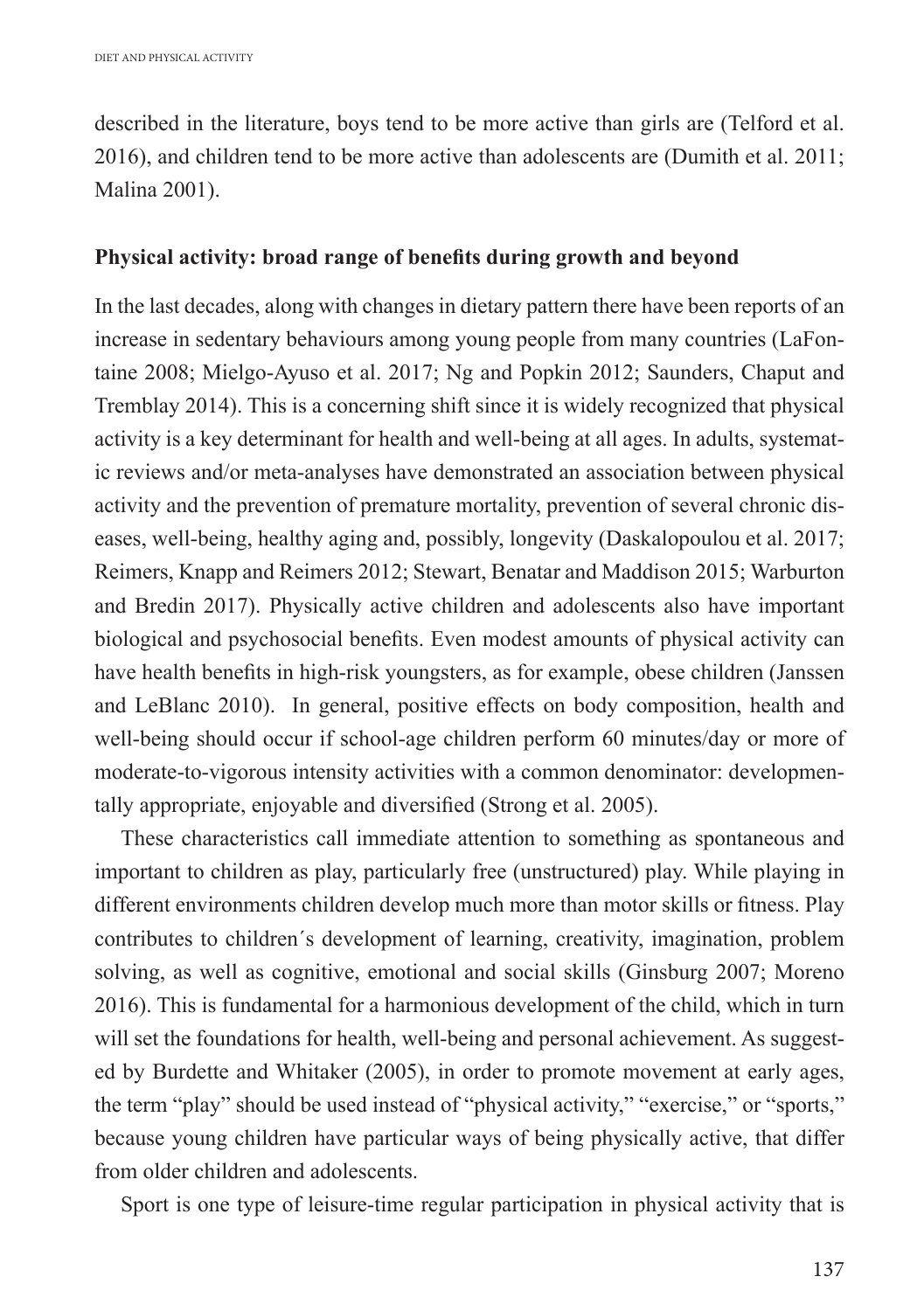described in the literature, boys tend to be more active than girls are (Telford et al. 2016), and children tend to be more active than adolescents are (Dumith et al. 2011; Malina 2001).

## Physical activity: broad range of benefits during growth and beyond

In the last decades, along with changes in dietary pattern there have been reports of an increase in sedentary behaviours among young people from many countries (LaFontaine 2008; Mielgo-Ayuso et al. 2017; Ng and Popkin 2012; Saunders, Chaput and Tremblay 2014). This is a concerning shift since it is widely recognized that physical activity is a key determinant for health and well-being at all ages. In adults, systematic reviews and/or meta-analyses have demonstrated an association between physical activity and the prevention of premature mortality, prevention of several chronic diseases, well-being, healthy aging and, possibly, longevity (Daskalopoulou et al. 2017; Reimers, Knapp and Reimers 2012; Stewart, Benatar and Maddison 2015; Warburton and Bredin 2017). Physically active children and adolescents also have important biological and psychosocial benefits. Even modest amounts of physical activity can have health benefits in high-risk youngsters, as for example, obese children (Janssen and LeBlanc 2010). In general, positive effects on body composition, health and well-being should occur if school-age children perform 60 minutes/day or more of moderate-to-vigorous intensity activities with a common denominator: developmentally appropriate, enjoyable and diversified (Strong et al. 2005).

These characteristics call immediate attention to something as spontaneous and important to children as play, particularly free (unstructured) play. While playing in different environments children develop much more than motor skills or fitness. Play contributes to children´s development of learning, creativity, imagination, problem solving, as well as cognitive, emotional and social skills (Ginsburg 2007; Moreno 2016). This is fundamental for a harmonious development of the child, which in turn will set the foundations for health, well-being and personal achievement. As suggested by Burdette and Whitaker (2005), in order to promote movement at early ages, the term "play" should be used instead of "physical activity," "exercise," or "sports," because young children have particular ways of being physically active, that differ from older children and adolescents.

Sport is one type of leisure-time regular participation in physical activity that is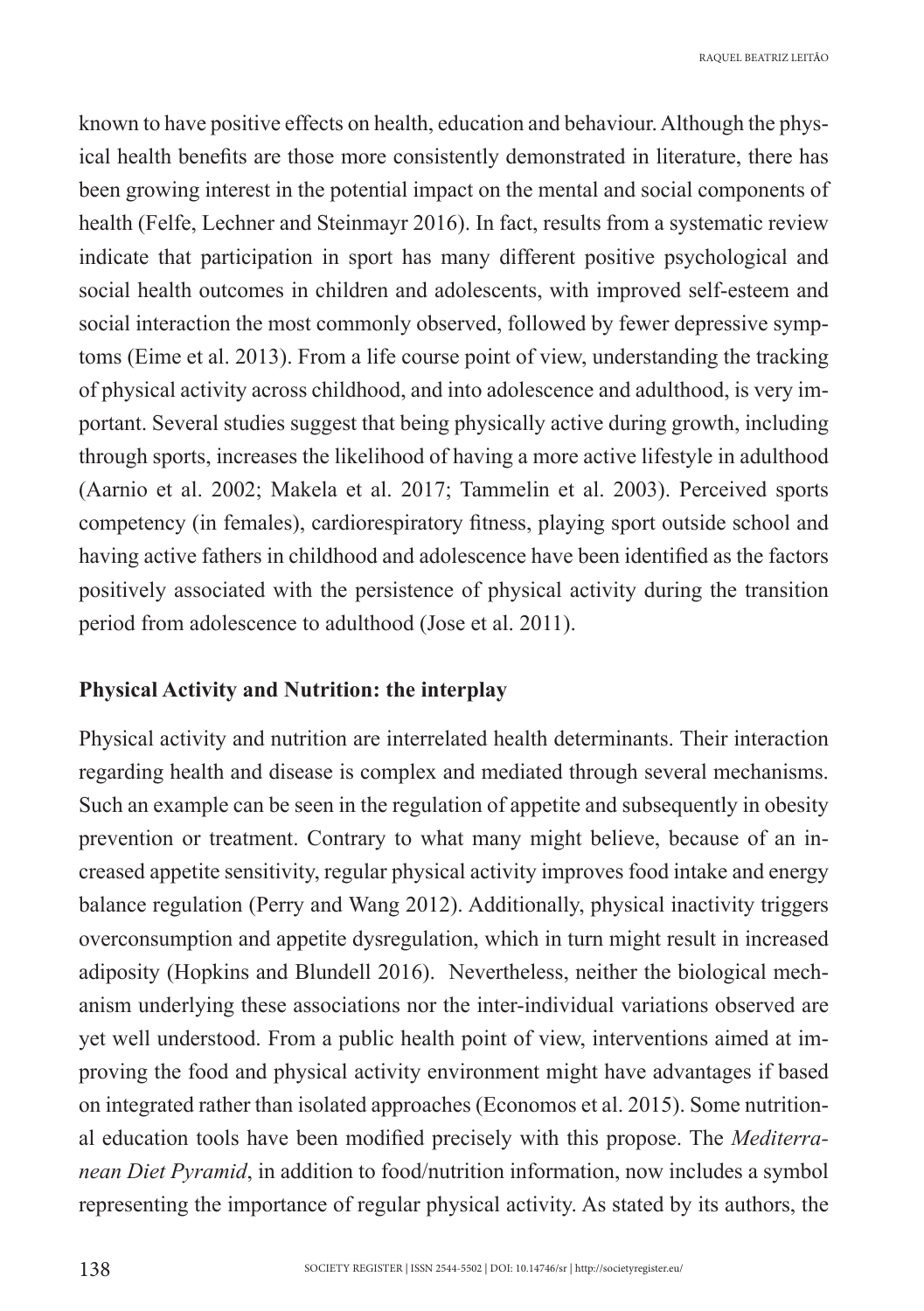known to have positive effects on health, education and behaviour. Although the physical health benefits are those more consistently demonstrated in literature, there has been growing interest in the potential impact on the mental and social components of health (Felfe, Lechner and Steinmayr 2016). In fact, results from a systematic review indicate that participation in sport has many different positive psychological and social health outcomes in children and adolescents, with improved self-esteem and social interaction the most commonly observed, followed by fewer depressive symptoms (Eime et al. 2013). From a life course point of view, understanding the tracking of physical activity across childhood, and into adolescence and adulthood, is very important. Several studies suggest that being physically active during growth, including through sports, increases the likelihood of having a more active lifestyle in adulthood (Aarnio et al. 2002; Makela et al. 2017; Tammelin et al. 2003). Perceived sports competency (in females), cardiorespiratory fitness, playing sport outside school and having active fathers in childhood and adolescence have been identified as the factors positively associated with the persistence of physical activity during the transition period from adolescence to adulthood (Jose et al. 2011).

**Physical Activity and Nutrition: the interplay**

Physical activity and nutrition are interrelated health determinants. Their interaction regarding health and disease is complex and mediated through several mechanisms. Such an example can be seen in the regulation of appetite and subsequently in obesity prevention or treatment. Contrary to what many might believe, because of an increased appetite sensitivity, regular physical activity improves food intake and energy balance regulation (Perry and Wang 2012). Additionally, physical inactivity triggers overconsumption and appetite dysregulation, which in turn might result in increased adiposity (Hopkins and Blundell 2016). Nevertheless, neither the biological mechanism underlying these associations nor the inter-individual variations observed are yet well understood. From a public health point of view, interventions aimed at improving the food and physical activity environment might have advantages if based on integrated rather than isolated approaches (Economos et al. 2015). Some nutritional education tools have been modified precisely with this propose. The *Mediterranean Diet Pyramid*, in addition to food/nutrition information, now includes a symbol representing the importance of regular physical activity. As stated by its authors, the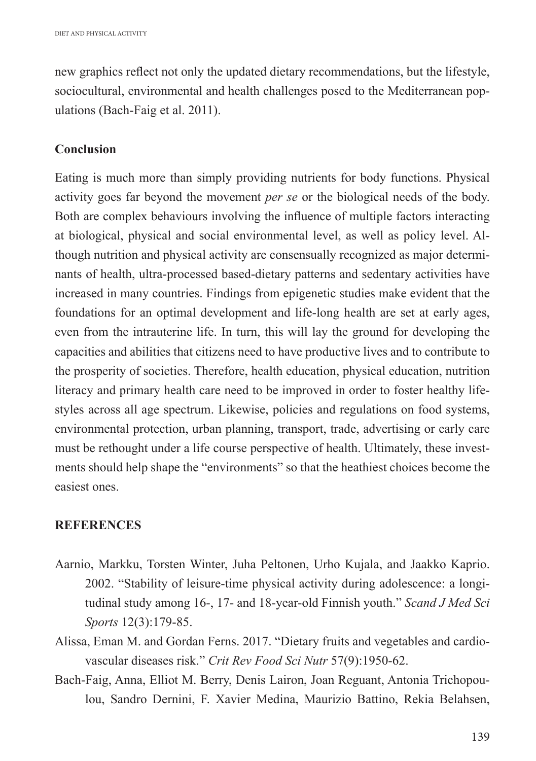new graphics reflect not only the updated dietary recommendations, but the lifestyle, sociocultural, environmental and health challenges posed to the Mediterranean populations (Bach-Faig et al. 2011).

## Conclusion

Eating is much more than simply providing nutrients for body functions. Physical activity goes far beyond the movement *per se* or the biological needs of the body. Both are complex behaviours involving the influence of multiple factors interacting at biological, physical and social environmental level, as well as policy level. Although nutrition and physical activity are consensually recognized as major determinants of health, ultra-processed based-dietary patterns and sedentary activities have increased in many countries. Findings from epigenetic studies make evident that the foundations for an optimal development and life-long health are set at early ages, even from the intrauterine life. In turn, this will lay the ground for developing the capacities and abilities that citizens need to have productive lives and to contribute to the prosperity of societies. Therefore, health education, physical education, nutrition literacy and primary health care need to be improved in order to foster healthy lifestyles across all age spectrum. Likewise, policies and regulations on food systems, environmental protection, urban planning, transport, trade, advertising or early care must be rethought under a life course perspective of health. Ultimately, these investments should help shape the "environments" so that the heathiest choices become the easiest ones.

## REFERENCES

Aarnio, Markku, Torsten Winter, Juha Peltonen, Urho Kujala, and Jaakko Kaprio. 2002. "Stability of leisure-time physical activity during adolescence: a longitudinal study among 16-, 17- and 18-year-old Finnish youth." *Scand J Med Sci Sports* 12(3):179-85.

Alissa, Eman M. and Gordan Ferns. 2017. "Dietary fruits and vegetables and cardiovascular diseases risk." *Crit Rev Food Sci Nutr* 57(9):1950-62.

Bach-Faig, Anna, Elliot M. Berry, Denis Lairon, Joan Reguant, Antonia Trichopoulou, Sandro Dernini, F. Xavier Medina, Maurizio Battino, Rekia Belahsen,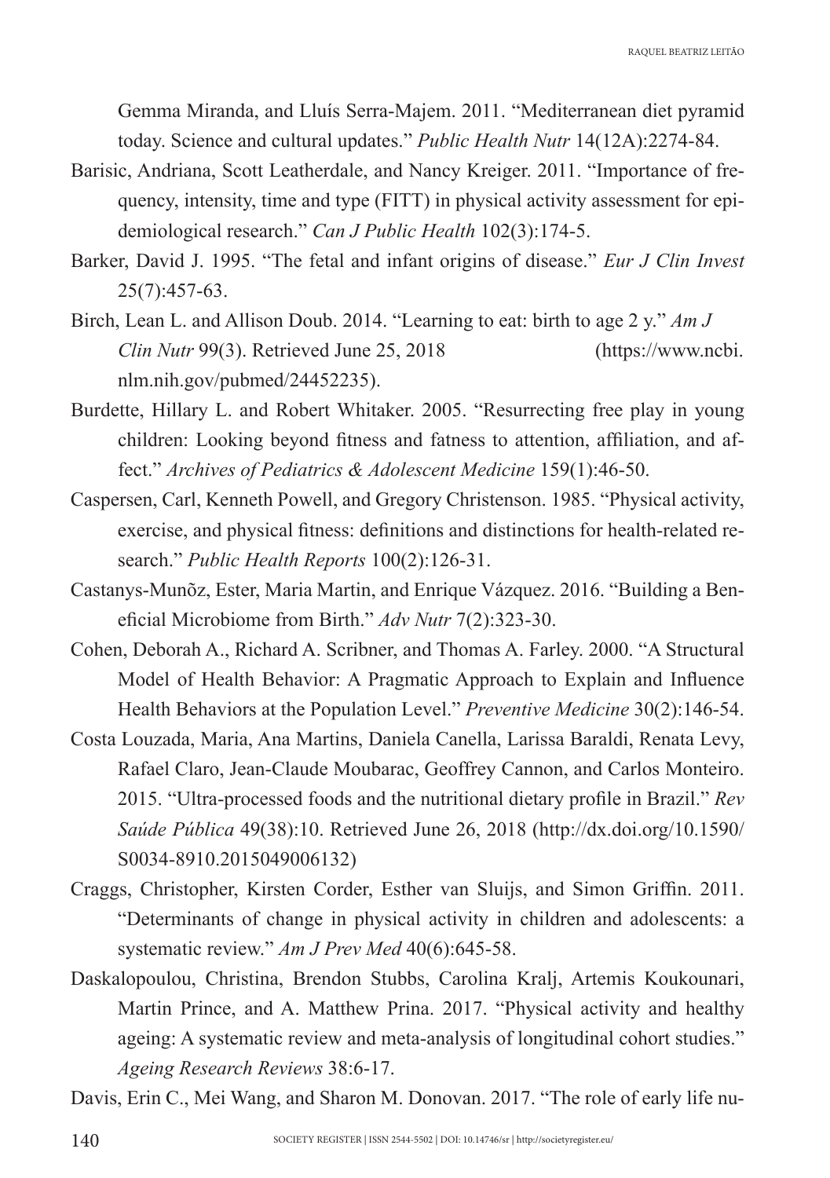Gemma Miranda, and Lluís Serra-Majem. 2011. “Mediterranean diet pyramid today. Science and cultural updates.” *Public Health Nutr* 14(12A):2274-84.

Barisic, Andriana, Scott Leatherdale, and Nancy Kreiger. 2011. “Importance of frequency, intensity, time and type (FITT) in physical activity assessment for epidemiological research.” *Can J Public Health* 102(3):174-5.

Barker, David J. 1995. “The fetal and infant origins of disease.” *Eur J Clin Invest* 25(7):457-63.

Birch, Lean L. and Allison Doub. 2014. “Learning to eat: birth to age 2 y.” *Am J Clin Nutr* 99(3). Retrieved June 25, 2018 (https://www.ncbi.nlm.nih.gov/pubmed/24452235).

Burdette, Hillary L. and Robert Whitaker. 2005. “Resurrecting free play in young children: Looking beyond fitness and fatness to attention, affiliation, and affect.” *Archives of Pediatrics & Adolescent Medicine* 159(1):46-50.

Caspersen, Carl, Kenneth Powell, and Gregory Christenson. 1985. “Physical activity, exercise, and physical fitness: definitions and distinctions for health-related research.” *Public Health Reports* 100(2):126-31.

Castanys-Munõz, Ester, Maria Martin, and Enrique Vázquez. 2016. “Building a Beneficial Microbiome from Birth.” *Adv Nutr* 7(2):323-30.

Cohen, Deborah A., Richard A. Scribner, and Thomas A. Farley. 2000. “A Structural Model of Health Behavior: A Pragmatic Approach to Explain and Influence Health Behaviors at the Population Level.” *Preventive Medicine* 30(2):146-54.

Costa Louzada, Maria, Ana Martins, Daniela Canella, Larissa Baraldi, Renata Levy, Rafael Claro, Jean-Claude Moubarac, Geoffrey Cannon, and Carlos Monteiro. 2015. “Ultra-processed foods and the nutritional dietary profile in Brazil.” *Rev Saúde Pública* 49(38):10. Retrieved June 26, 2018 (http://dx.doi.org/10.1590/S0034-8910.2015049006132)

Craggs, Christopher, Kirsten Corder, Esther van Sluijs, and Simon Griffin. 2011. “Determinants of change in physical activity in children and adolescents: a systematic review.” *Am J Prev Med* 40(6):645-58.

Daskalopoulou, Christina, Brendon Stubbs, Carolina Kralj, Artemis Koukounari, Martin Prince, and A. Matthew Prina. 2017. “Physical activity and healthy ageing: A systematic review and meta-analysis of longitudinal cohort studies.” *Ageing Research Reviews* 38:6-17.

Davis, Erin C., Mei Wang, and Sharon M. Donovan. 2017. “The role of early life nu-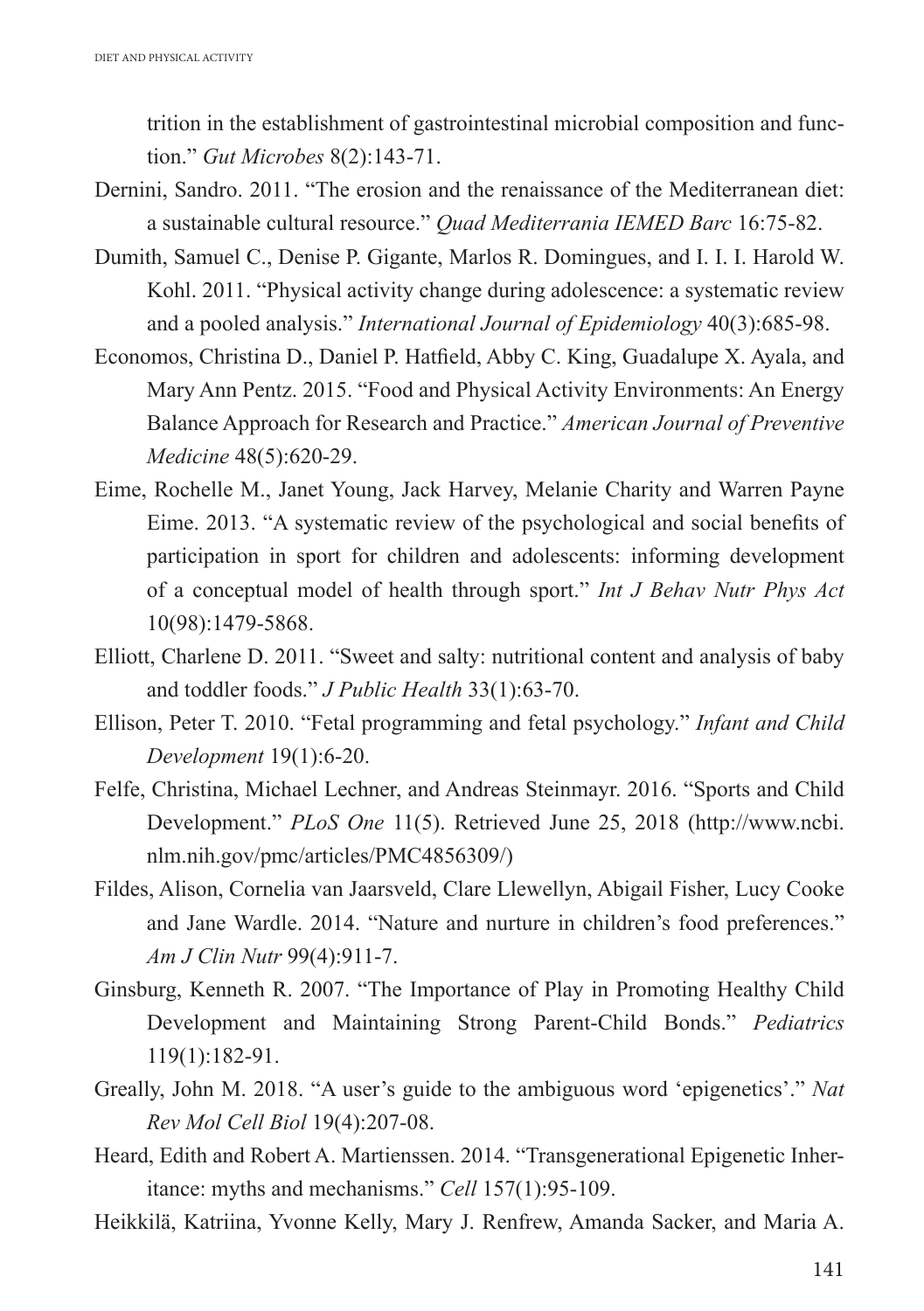trition in the establishment of gastrointestinal microbial composition and function." *Gut Microbes* 8(2):143-71.

Dernini, Sandro. 2011. "The erosion and the renaissance of the Mediterranean diet: a sustainable cultural resource." *Quad Mediterrania IEMED Barc* 16:75-82.

Dumith, Samuel C., Denise P. Gigante, Marlos R. Domingues, and I. I. I. Harold W. Kohl. 2011. "Physical activity change during adolescence: a systematic review and a pooled analysis." *International Journal of Epidemiology* 40(3):685-98.

Economos, Christina D., Daniel P. Hatfield, Abby C. King, Guadalupe X. Ayala, and Mary Ann Pentz. 2015. "Food and Physical Activity Environments: An Energy Balance Approach for Research and Practice." *American Journal of Preventive Medicine* 48(5):620-29.

Eime, Rochelle M., Janet Young, Jack Harvey, Melanie Charity and Warren Payne Eime. 2013. "A systematic review of the psychological and social benefits of participation in sport for children and adolescents: informing development of a conceptual model of health through sport." *Int J Behav Nutr Phys Act* 10(98):1479-5868.

Elliott, Charlene D. 2011. "Sweet and salty: nutritional content and analysis of baby and toddler foods." *J Public Health* 33(1):63-70.

Ellison, Peter T. 2010. "Fetal programming and fetal psychology." *Infant and Child Development* 19(1):6-20.

Felfe, Christina, Michael Lechner, and Andreas Steinmayr. 2016. "Sports and Child Development." *PLoS One* 11(5). Retrieved June 25, 2018 (http://www.ncbi.nlm.nih.gov/pmc/articles/PMC4856309/)

Fildes, Alison, Cornelia van Jaarsveld, Clare Llewellyn, Abigail Fisher, Lucy Cooke and Jane Wardle. 2014. "Nature and nurture in children's food preferences." *Am J Clin Nutr* 99(4):911-7.

Ginsburg, Kenneth R. 2007. "The Importance of Play in Promoting Healthy Child Development and Maintaining Strong Parent-Child Bonds." *Pediatrics* 119(1):182-91.

Greally, John M. 2018. "A user's guide to the ambiguous word 'epigenetics'." *Nat Rev Mol Cell Biol* 19(4):207-08.

Heard, Edith and Robert A. Martienssen. 2014. "Transgenerational Epigenetic Inheritance: myths and mechanisms." *Cell* 157(1):95-109.

Heikkilä, Katriina, Yvonne Kelly, Mary J. Renfrew, Amanda Sacker, and Maria A.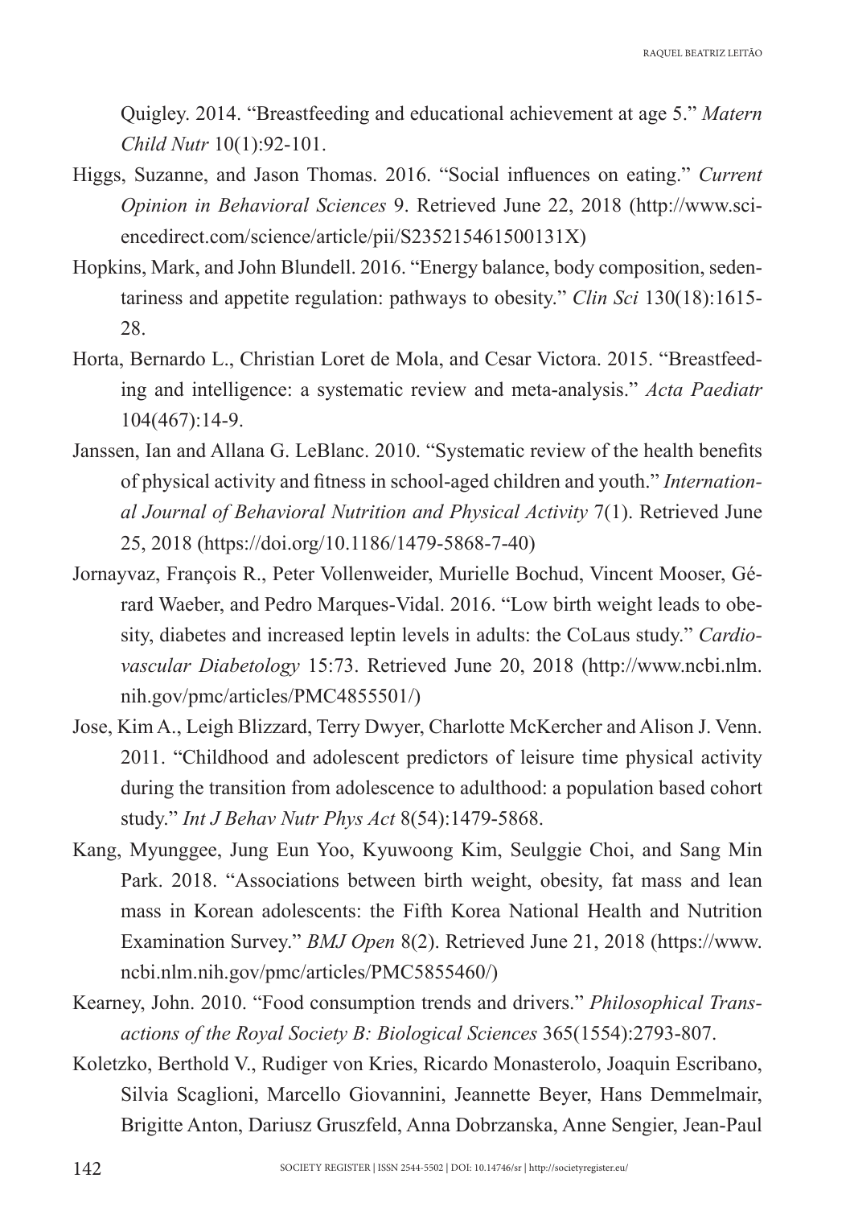Quigley. 2014. "Breastfeeding and educational achievement at age 5." *Matern Child Nutr* 10(1):92-101.

Higgs, Suzanne, and Jason Thomas. 2016. "Social influences on eating." *Current Opinion in Behavioral Sciences* 9. Retrieved June 22, 2018 (http://www.sciencedirect.com/science/article/pii/S235215461500131X)

Hopkins, Mark, and John Blundell. 2016. "Energy balance, body composition, sedentariness and appetite regulation: pathways to obesity." *Clin Sci* 130(18):1615-28.

Horta, Bernardo L., Christian Loret de Mola, and Cesar Victora. 2015. "Breastfeeding and intelligence: a systematic review and meta-analysis." *Acta Paediatr* 104(467):14-9.

Janssen, Ian and Allana G. LeBlanc. 2010. "Systematic review of the health benefits of physical activity and fitness in school-aged children and youth." *International Journal of Behavioral Nutrition and Physical Activity* 7(1). Retrieved June 25, 2018 (https://doi.org/10.1186/1479-5868-7-40)

Jornayvaz, François R., Peter Vollenweider, Murielle Bochud, Vincent Mooser, Gérard Waeber, and Pedro Marques-Vidal. 2016. "Low birth weight leads to obesity, diabetes and increased leptin levels in adults: the CoLaus study." *Cardiovascular Diabetology* 15:73. Retrieved June 20, 2018 (http://www.ncbi.nlm.nih.gov/pmc/articles/PMC4855501/)

Jose, Kim A., Leigh Blizzard, Terry Dwyer, Charlotte McKercher and Alison J. Venn. 2011. "Childhood and adolescent predictors of leisure time physical activity during the transition from adolescence to adulthood: a population based cohort study." *Int J Behav Nutr Phys Act* 8(54):1479-5868.

Kang, Myunggee, Jung Eun Yoo, Kyuwoong Kim, Seulggie Choi, and Sang Min Park. 2018. "Associations between birth weight, obesity, fat mass and lean mass in Korean adolescents: the Fifth Korea National Health and Nutrition Examination Survey." *BMJ Open* 8(2). Retrieved June 21, 2018 (https://www.ncbi.nlm.nih.gov/pmc/articles/PMC5855460/)

Kearney, John. 2010. "Food consumption trends and drivers." *Philosophical Transactions of the Royal Society B: Biological Sciences* 365(1554):2793-807.

Koletzko, Berthold V., Rudiger von Kries, Ricardo Monasterolo, Joaquin Escribano, Silvia Scaglioni, Marcello Giovannini, Jeannette Beyer, Hans Demmelmair, Brigitte Anton, Dariusz Gruszfeld, Anna Dobrzanska, Anne Sengier, Jean-Paul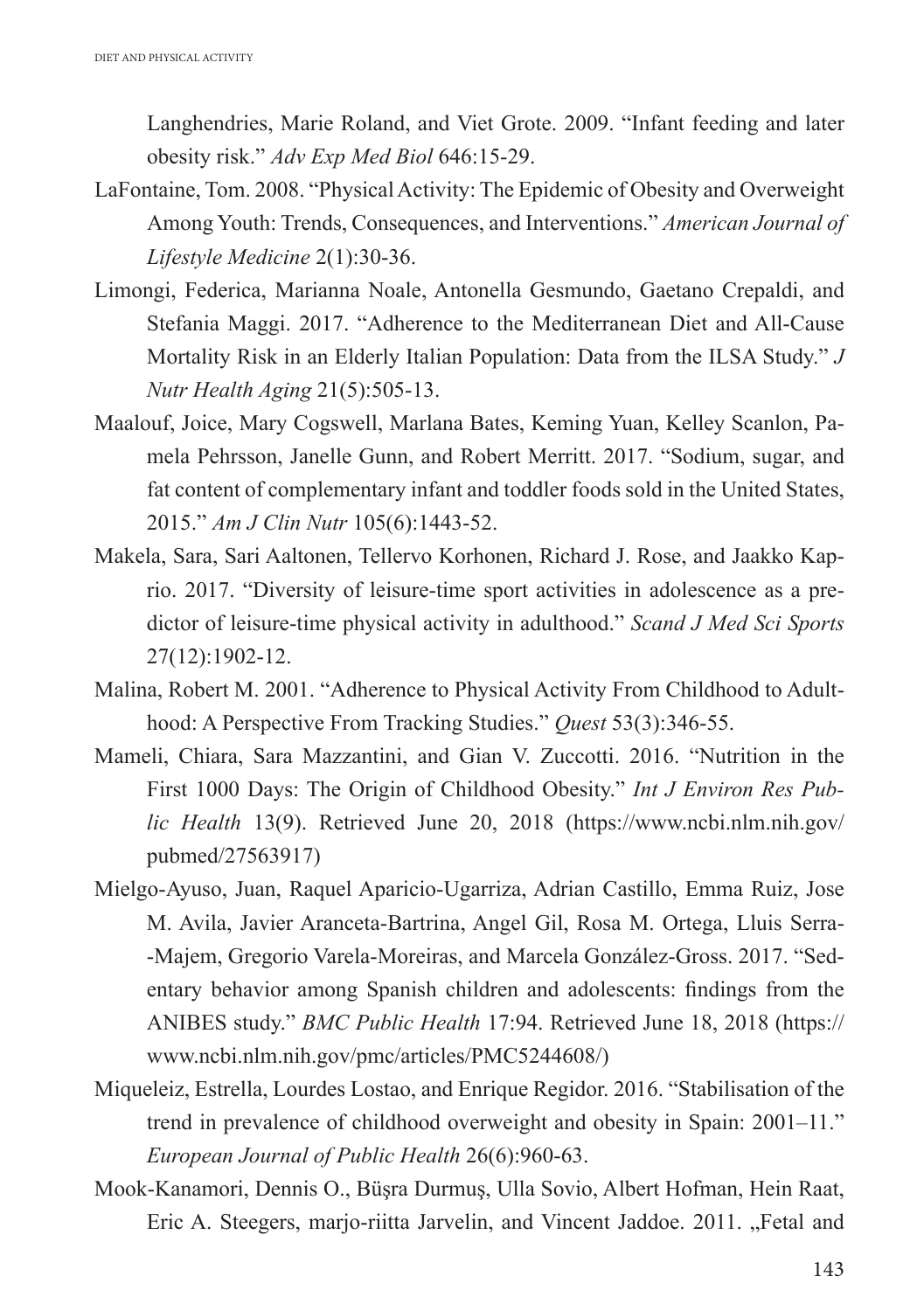Langhendries, Marie Roland, and Viet Grote. 2009. "Infant feeding and later obesity risk." *Adv Exp Med Biol* 646:15-29.

LaFontaine, Tom. 2008. "Physical Activity: The Epidemic of Obesity and Overweight Among Youth: Trends, Consequences, and Interventions." *American Journal of Lifestyle Medicine* 2(1):30-36.

Limongi, Federica, Marianna Noale, Antonella Gesmundo, Gaetano Crepaldi, and Stefania Maggi. 2017. "Adherence to the Mediterranean Diet and All-Cause Mortality Risk in an Elderly Italian Population: Data from the ILSA Study." *J Nutr Health Aging* 21(5):505-13.

Maalouf, Joice, Mary Cogswell, Marlana Bates, Keming Yuan, Kelley Scanlon, Pamela Pehrsson, Janelle Gunn, and Robert Merritt. 2017. "Sodium, sugar, and fat content of complementary infant and toddler foods sold in the United States, 2015." *Am J Clin Nutr* 105(6):1443-52.

Makela, Sara, Sari Aaltonen, Tellervo Korhonen, Richard J. Rose, and Jaakko Kaprio. 2017. "Diversity of leisure-time sport activities in adolescence as a predictor of leisure-time physical activity in adulthood." *Scand J Med Sci Sports* 27(12):1902-12.

Malina, Robert M. 2001. "Adherence to Physical Activity From Childhood to Adulthood: A Perspective From Tracking Studies." *Quest* 53(3):346-55.

Mameli, Chiara, Sara Mazzantini, and Gian V. Zuccotti. 2016. "Nutrition in the First 1000 Days: The Origin of Childhood Obesity." *Int J Environ Res Public Health* 13(9). Retrieved June 20, 2018 (https://www.ncbi.nlm.nih.gov/pubmed/27563917)

Mielgo-Ayuso, Juan, Raquel Aparicio-Ugarriza, Adrian Castillo, Emma Ruiz, Jose M. Avila, Javier Aranceta-Bartrina, Angel Gil, Rosa M. Ortega, Lluis Serra--Majem, Gregorio Varela-Moreiras, and Marcela González-Gross. 2017. "Sedentary behavior among Spanish children and adolescents: findings from the ANIBES study." *BMC Public Health* 17:94. Retrieved June 18, 2018 (https://www.ncbi.nlm.nih.gov/pmc/articles/PMC5244608/)

Miqueleiz, Estrella, Lourdes Lostao, and Enrique Regidor. 2016. "Stabilisation of the trend in prevalence of childhood overweight and obesity in Spain: 2001–11." *European Journal of Public Health* 26(6):960-63.

Mook-Kanamori, Dennis O., Büşra Durmuş, Ulla Sovio, Albert Hofman, Hein Raat, Eric A. Steegers, marjo-riitta Jarvelin, and Vincent Jaddoe. 2011. „Fetal and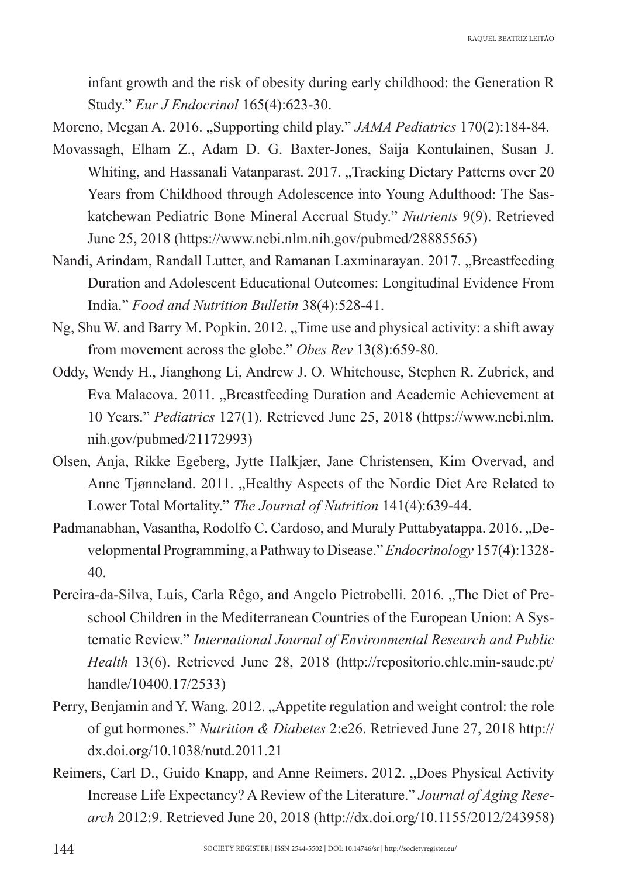infant growth and the risk of obesity during early childhood: the Generation R Study." *Eur J Endocrinol* 165(4):623-30.

Moreno, Megan A. 2016. „Supporting child play." *JAMA Pediatrics* 170(2):184-84.

Movassagh, Elham Z., Adam D. G. Baxter-Jones, Saija Kontulainen, Susan J. Whiting, and Hassanali Vatanparast. 2017. „Tracking Dietary Patterns over 20 Years from Childhood through Adolescence into Young Adulthood: The Saskatchewan Pediatric Bone Mineral Accrual Study." *Nutrients* 9(9). Retrieved June 25, 2018 (https://www.ncbi.nlm.nih.gov/pubmed/28885565)

Nandi, Arindam, Randall Lutter, and Ramanan Laxminarayan. 2017. „Breastfeeding Duration and Adolescent Educational Outcomes: Longitudinal Evidence From India." *Food and Nutrition Bulletin* 38(4):528-41.

Ng, Shu W. and Barry M. Popkin. 2012. „Time use and physical activity: a shift away from movement across the globe." *Obes Rev* 13(8):659-80.

Oddy, Wendy H., Jianghong Li, Andrew J. O. Whitehouse, Stephen R. Zubrick, and Eva Malacova. 2011. „Breastfeeding Duration and Academic Achievement at 10 Years." *Pediatrics* 127(1). Retrieved June 25, 2018 (https://www.ncbi.nlm.nih.gov/pubmed/21172993)

Olsen, Anja, Rikke Egeberg, Jytte Halkjær, Jane Christensen, Kim Overvad, and Anne Tjønneland. 2011. „Healthy Aspects of the Nordic Diet Are Related to Lower Total Mortality." *The Journal of Nutrition* 141(4):639-44.

Padmanabhan, Vasantha, Rodolfo C. Cardoso, and Muraly Puttabyatappa. 2016. „Developmental Programming, a Pathway to Disease." *Endocrinology* 157(4):1328-40.

Pereira-da-Silva, Luís, Carla Rêgo, and Angelo Pietrobelli. 2016. „The Diet of Preschool Children in the Mediterranean Countries of the European Union: A Systematic Review." *International Journal of Environmental Research and Public Health* 13(6). Retrieved June 28, 2018 (http://repositorio.chlc.min-saude.pt/handle/10400.17/2533)

Perry, Benjamin and Y. Wang. 2012. „Appetite regulation and weight control: the role of gut hormones." *Nutrition & Diabetes* 2:e26. Retrieved June 27, 2018 http://dx.doi.org/10.1038/nutd.2011.21

Reimers, Carl D., Guido Knapp, and Anne Reimers. 2012. „Does Physical Activity Increase Life Expectancy? A Review of the Literature." *Journal of Aging Research* 2012:9. Retrieved June 20, 2018 (http://dx.doi.org/10.1155/2012/243958)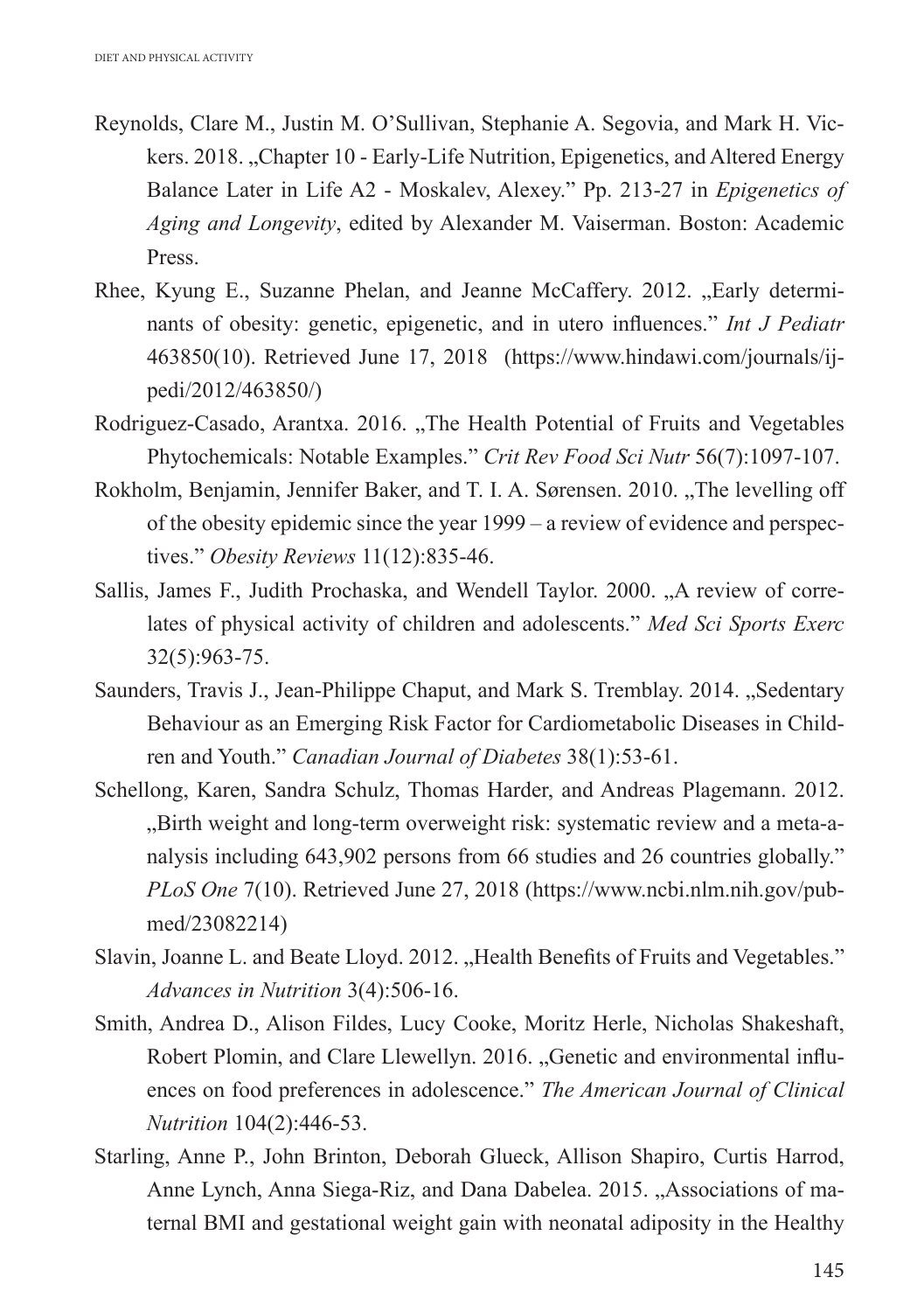Reynolds, Clare M., Justin M. O'Sullivan, Stephanie A. Segovia, and Mark H. Vickers. 2018. „Chapter 10 - Early-Life Nutrition, Epigenetics, and Altered Energy Balance Later in Life A2 - Moskalev, Alexey." Pp. 213-27 in *Epigenetics of Aging and Longevity*, edited by Alexander M. Vaiserman. Boston: Academic Press.

Rhee, Kyung E., Suzanne Phelan, and Jeanne McCaffery. 2012. „Early determinants of obesity: genetic, epigenetic, and in utero influences." *Int J Pediatr* 463850(10). Retrieved June 17, 2018 (https://www.hindawi.com/journals/ijpedi/2012/463850/)

Rodriguez-Casado, Arantxa. 2016. „The Health Potential of Fruits and Vegetables Phytochemicals: Notable Examples." *Crit Rev Food Sci Nutr* 56(7):1097-107.

Rokholm, Benjamin, Jennifer Baker, and T. I. A. Sørensen. 2010. „The levelling off of the obesity epidemic since the year 1999 – a review of evidence and perspectives." *Obesity Reviews* 11(12):835-46.

Sallis, James F., Judith Prochaska, and Wendell Taylor. 2000. „A review of correlates of physical activity of children and adolescents." *Med Sci Sports Exerc* 32(5):963-75.

Saunders, Travis J., Jean-Philippe Chaput, and Mark S. Tremblay. 2014. „Sedentary Behaviour as an Emerging Risk Factor for Cardiometabolic Diseases in Children and Youth." *Canadian Journal of Diabetes* 38(1):53-61.

Schellong, Karen, Sandra Schulz, Thomas Harder, and Andreas Plagemann. 2012. „Birth weight and long-term overweight risk: systematic review and a meta-analysis including 643,902 persons from 66 studies and 26 countries globally." *PLoS One* 7(10). Retrieved June 27, 2018 (https://www.ncbi.nlm.nih.gov/pubmed/23082214)

Slavin, Joanne L. and Beate Lloyd. 2012. „Health Benefits of Fruits and Vegetables." *Advances in Nutrition* 3(4):506-16.

Smith, Andrea D., Alison Fildes, Lucy Cooke, Moritz Herle, Nicholas Shakeshaft, Robert Plomin, and Clare Llewellyn. 2016. „Genetic and environmental influences on food preferences in adolescence." *The American Journal of Clinical Nutrition* 104(2):446-53.

Starling, Anne P., John Brinton, Deborah Glueck, Allison Shapiro, Curtis Harrod, Anne Lynch, Anna Siega-Riz, and Dana Dabelea. 2015. „Associations of maternal BMI and gestational weight gain with neonatal adiposity in the Healthy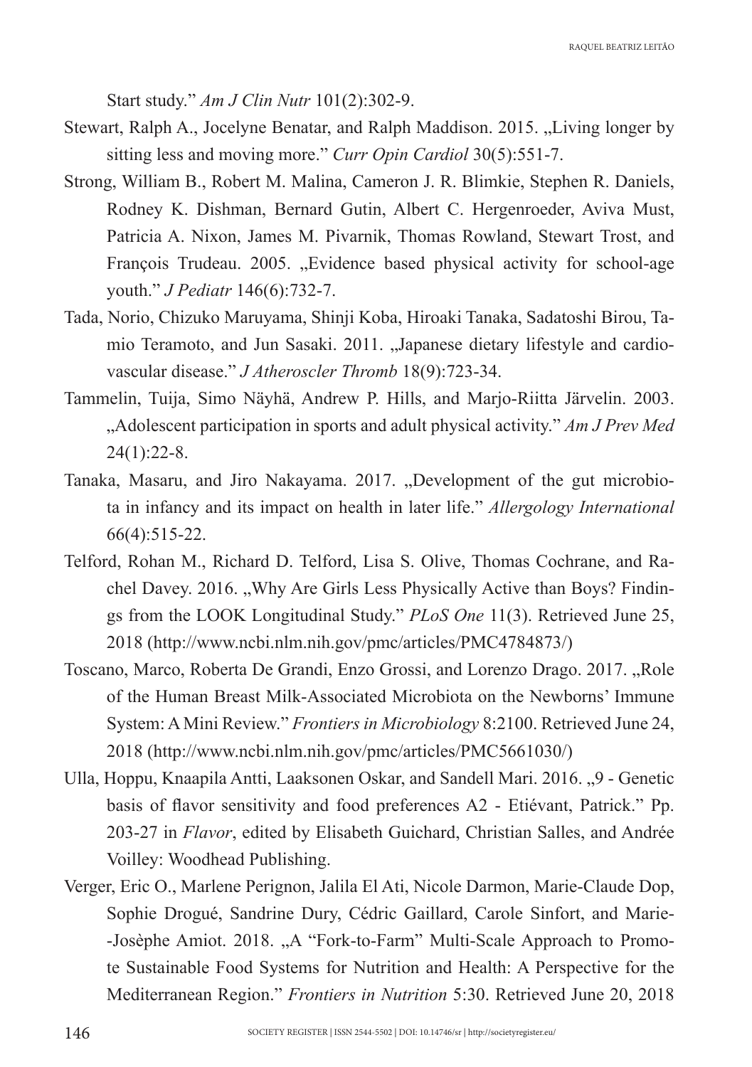Start study." *Am J Clin Nutr* 101(2):302-9.

Stewart, Ralph A., Jocelyne Benatar, and Ralph Maddison. 2015. „Living longer by sitting less and moving more." *Curr Opin Cardiol* 30(5):551-7.

Strong, William B., Robert M. Malina, Cameron J. R. Blimkie, Stephen R. Daniels, Rodney K. Dishman, Bernard Gutin, Albert C. Hergenroeder, Aviva Must, Patricia A. Nixon, James M. Pivarnik, Thomas Rowland, Stewart Trost, and François Trudeau. 2005. „Evidence based physical activity for school-age youth." *J Pediatr* 146(6):732-7.

Tada, Norio, Chizuko Maruyama, Shinji Koba, Hiroaki Tanaka, Sadatoshi Birou, Tamio Teramoto, and Jun Sasaki. 2011. „Japanese dietary lifestyle and cardiovascular disease." *J Atheroscler Thromb* 18(9):723-34.

Tammelin, Tuija, Simo Näyhä, Andrew P. Hills, and Marjo-Riitta Järvelin. 2003. „Adolescent participation in sports and adult physical activity." *Am J Prev Med* 24(1):22-8.

Tanaka, Masaru, and Jiro Nakayama. 2017. „Development of the gut microbiota in infancy and its impact on health in later life." *Allergology International* 66(4):515-22.

Telford, Rohan M., Richard D. Telford, Lisa S. Olive, Thomas Cochrane, and Rachel Davey. 2016. „Why Are Girls Less Physically Active than Boys? Findings from the LOOK Longitudinal Study." *PLoS One* 11(3). Retrieved June 25, 2018 (http://www.ncbi.nlm.nih.gov/pmc/articles/PMC4784873/)

Toscano, Marco, Roberta De Grandi, Enzo Grossi, and Lorenzo Drago. 2017. „Role of the Human Breast Milk-Associated Microbiota on the Newborns' Immune System: A Mini Review." *Frontiers in Microbiology* 8:2100. Retrieved June 24, 2018 (http://www.ncbi.nlm.nih.gov/pmc/articles/PMC5661030/)

Ulla, Hoppu, Knaapila Antti, Laaksonen Oskar, and Sandell Mari. 2016. „9 - Genetic basis of flavor sensitivity and food preferences A2 - Etiévant, Patrick." Pp. 203-27 in *Flavor*, edited by Elisabeth Guichard, Christian Salles, and Andrée Voilley: Woodhead Publishing.

Verger, Eric O., Marlene Perignon, Jalila El Ati, Nicole Darmon, Marie-Claude Dop, Sophie Drogué, Sandrine Dury, Cédric Gaillard, Carole Sinfort, and Marie-Josèphe Amiot. 2018. „A "Fork-to-Farm" Multi-Scale Approach to Promote Sustainable Food Systems for Nutrition and Health: A Perspective for the Mediterranean Region." *Frontiers in Nutrition* 5:30. Retrieved June 20, 2018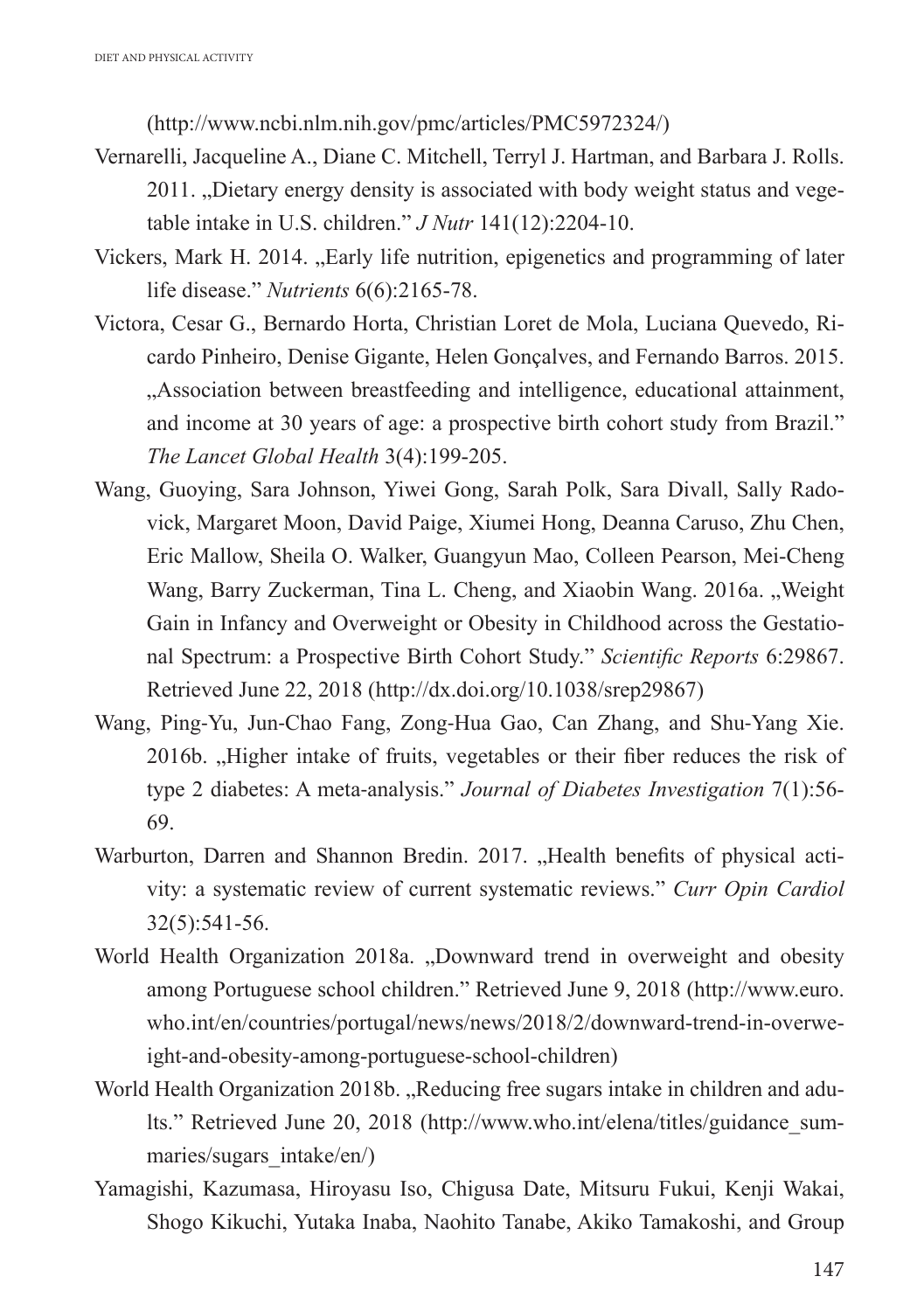(http://www.ncbi.nlm.nih.gov/pmc/articles/PMC5972324/)

Vernarelli, Jacqueline A., Diane C. Mitchell, Terryl J. Hartman, and Barbara J. Rolls. 2011. „Dietary energy density is associated with body weight status and vegetable intake in U.S. children." *J Nutr* 141(12):2204-10.

Vickers, Mark H. 2014. „Early life nutrition, epigenetics and programming of later life disease." *Nutrients* 6(6):2165-78.

Victora, Cesar G., Bernardo Horta, Christian Loret de Mola, Luciana Quevedo, Ricardo Pinheiro, Denise Gigante, Helen Gonçalves, and Fernando Barros. 2015. „Association between breastfeeding and intelligence, educational attainment, and income at 30 years of age: a prospective birth cohort study from Brazil." *The Lancet Global Health* 3(4):199-205.

Wang, Guoying, Sara Johnson, Yiwei Gong, Sarah Polk, Sara Divall, Sally Radovick, Margaret Moon, David Paige, Xiumei Hong, Deanna Caruso, Zhu Chen, Eric Mallow, Sheila O. Walker, Guangyun Mao, Colleen Pearson, Mei-Cheng Wang, Barry Zuckerman, Tina L. Cheng, and Xiaobin Wang. 2016a. „Weight Gain in Infancy and Overweight or Obesity in Childhood across the Gestational Spectrum: a Prospective Birth Cohort Study." *Scientific Reports* 6:29867. Retrieved June 22, 2018 (http://dx.doi.org/10.1038/srep29867)

Wang, Ping-Yu, Jun-Chao Fang, Zong-Hua Gao, Can Zhang, and Shu-Yang Xie. 2016b. „Higher intake of fruits, vegetables or their fiber reduces the risk of type 2 diabetes: A meta-analysis." *Journal of Diabetes Investigation* 7(1):56-69.

Warburton, Darren and Shannon Bredin. 2017. „Health benefits of physical activity: a systematic review of current systematic reviews." *Curr Opin Cardiol* 32(5):541-56.

World Health Organization 2018a. „Downward trend in overweight and obesity among Portuguese school children." Retrieved June 9, 2018 (http://www.euro.who.int/en/countries/portugal/news/news/2018/2/downward-trend-in-overweight-and-obesity-among-portuguese-school-children)

World Health Organization 2018b. „Reducing free sugars intake in children and adults." Retrieved June 20, 2018 (http://www.who.int/elena/titles/guidance_summaries/sugars_intake/en/)

Yamagishi, Kazumasa, Hiroyasu Iso, Chigusa Date, Mitsuru Fukui, Kenji Wakai, Shogo Kikuchi, Yutaka Inaba, Naohito Tanabe, Akiko Tamakoshi, and Group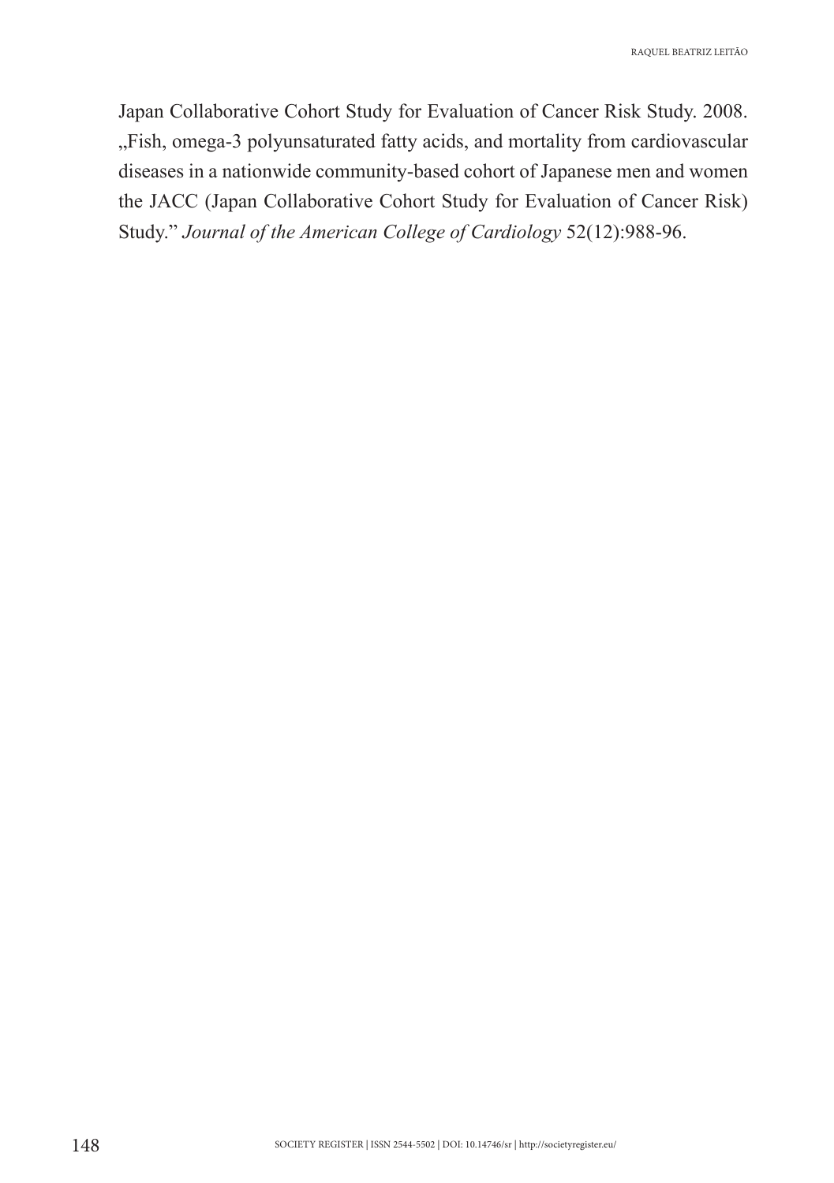Japan Collaborative Cohort Study for Evaluation of Cancer Risk Study. 2008. „Fish, omega-3 polyunsaturated fatty acids, and mortality from cardiovascular diseases in a nationwide community-based cohort of Japanese men and women the JACC (Japan Collaborative Cohort Study for Evaluation of Cancer Risk) Study." *Journal of the American College of Cardiology* 52(12):988-96.